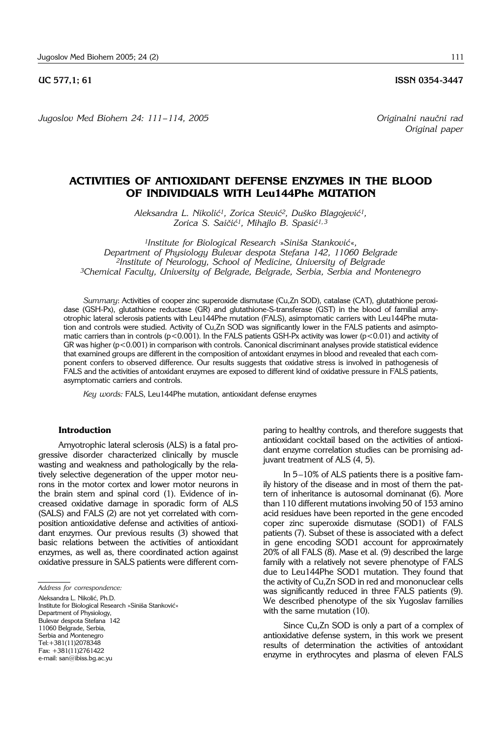UC 577,1; 61 **ISSN 0354-3447**

*Jugoslov Med Biohem 24: 111–114, 2005*

*Originalni naučni rad*
*Original paper*

# ACTIVITIES OF ANTIOXIDANT DEFENSE ENZYMES IN THE BLOOD OF INDIVIDUALS WITH Leu144Phe MUTATION

*Aleksandra L. Nikolić[1], Zorica Stević[2], Duško Blagojević[1], Zorica S. Saičić[1], Mihajlo B. Spasić[1,3]*

*[1]Institute for Biological Research »Siniša Stanković«, Department of Physiology Bulevar despota Stefana 142, 11060 Belgrade*
*[2]Institute of Neurology, School of Medicine, University of Belgrade*
*[3]Chemical Faculty, University of Belgrade, Belgrade, Serbia, Serbia and Montenegro*

*Summary*: Activities of cooper zinc superoxide dismutase (Cu,Zn SOD), catalase (CAT), glutathione peroxidase (GSH-Px), glutathione reductase (GR) and glutathione-S-transferase (GST) in the blood of familial amyotrophic lateral sclerosis patients with Leu144Phe mutation (FALS), asimptomatic carriers with Leu144Phe mutation and controls were studied. Activity of Cu,Zn SOD was significantly lower in the FALS patients and asimptomatic carriers than in controls ($p<0.001$). In the FALS patients GSH-Px activity was lower ($p<0.01$) and activity of GR was higher ($p<0.001$) in comparison with controls. Canonical discriminant analyses provide statistical evidence that examined groups are different in the composition of antoxidant enzymes in blood and revealed that each component confers to observed difference. Our results suggests that oxidative stress is involved in pathogenesis of FALS and the activities of antoxidant enzymes are exposed to different kind of oxidative pressure in FALS patients, asymptomatic carriers and controls.

*Key words:* FALS, Leu144Phe mutation, antioxidant defense enzymes

## Introduction

Amyotrophic lateral sclerosis (ALS) is a fatal progressive disorder characterized clinically by muscle wasting and weakness and pathologically by the relatively selective degeneration of the upper motor neurons in the motor cortex and lower motor neurons in the brain stem and spinal cord (1). Evidence of increased oxidative damage in sporadic form of ALS (SALS) and FALS (2) are not yet correlated with composition antioxidative defense and activities of antioxidant enzymes. Our previous results (3) showed that basic relations between the activities of antioxidant enzymes, as well as, there coordinated action against oxidative pressure in SALS patients were different comparing to healthy controls, and therefore suggests that antioxidant cocktail based on the activities of antioxidant enzyme correlation studies can be promising adjuvant treatment of ALS (4, 5).

In 5–10% of ALS patients there is a positive family history of the disease and in most of them the pattern of inheritance is autosomal dominanat (6). More than 110 different mutations involving 50 of 153 amino acid residues have been reported in the gene encoded coper zinc superoxide dismutase (SOD1) of FALS patients (7). Subset of these is associated with a defect in gene encoding SOD1 account for approximately 20% of all FALS (8). Mase et al. (9) described the large family with a relatively not severe phenotype of FALS due to Leu144Phe SOD1 mutation. They found that the activity of Cu,Zn SOD in red and mononuclear cells was significantly reduced in three FALS patients (9). We described phenotype of the six Yugoslav families with the same mutation (10).

Since Cu,Zn SOD is only a part of a complex of antioxidative defense system, in this work we present results of determination the activities of antoxidant enzyme in erythrocytes and plasma of eleven FALS

*Address for correspondence:*

Aleksandra L. Nikolić, Ph.D.
Institute for Biological Research »Siniša Stanković«
Department of Physiology,
Bulevar despota Stefana 142
11060 Belgrade, Serbia,
Serbia and Montenegro
Tel:+381(11)2078348
Fax: +381(11)2761422
e-mail: san@ibiss.bg.ac.yu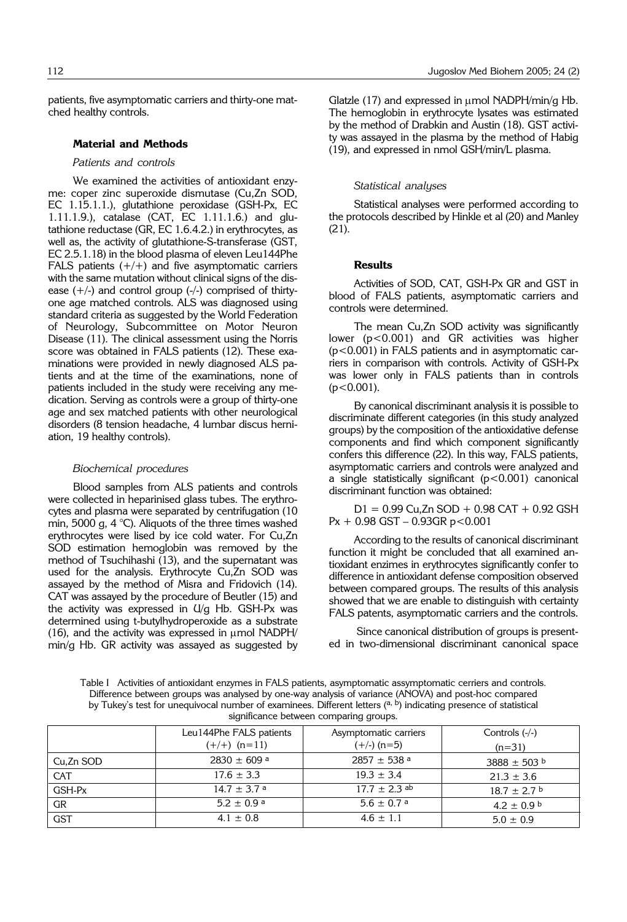patients, five asymptomatic carriers and thirty-one matched healthy controls.

## Material and Methods

### *Patients and controls*

We examined the activities of antioxidant enzyme: coper zinc superoxide dismutase (Cu,Zn SOD, EC 1.15.1.1.), glutathione peroxidase (GSH-Px, EC 1.11.1.9.), catalase (CAT, EC 1.11.1.6.) and glutathione reductase (GR, EC 1.6.4.2.) in erythrocytes, as well as, the activity of glutathione-S-transferase (GST, EC 2.5.1.18) in the blood plasma of eleven Leu144Phe FALS patients (+/+) and five asymptomatic carriers with the same mutation without clinical signs of the disease (+/-) and control group (-/-) comprised of thirty-one age matched controls. ALS was diagnosed using standard criteria as suggested by the World Federation of Neurology, Subcommittee on Motor Neuron Disease (11). The clinical assessment using the Norris score was obtained in FALS patients (12). These examinations were provided in newly diagnosed ALS patients and at the time of the examinations, none of patients included in the study were receiving any medication. Serving as controls were a group of thirty-one age and sex matched patients with other neurological disorders (8 tension headache, 4 lumbar discus herniation, 19 healthy controls).

### *Biochemical procedures*

Blood samples from ALS patients and controls were collected in heparinised glass tubes. The erythrocytes and plasma were separated by centrifugation (10 min, 5000 g, 4 °C). Aliquots of the three times washed erythrocytes were lised by ice cold water. For Cu,Zn SOD estimation hemoglobin was removed by the method of Tsuchihashi (13), and the supernatant was used for the analysis. Erythrocyte Cu,Zn SOD was assayed by the method of Misra and Fridovich (14). CAT was assayed by the procedure of Beutler (15) and the activity was expressed in U/g Hb. GSH-Px was determined using t-butylhydroperoxide as a substrate (16), and the activity was expressed in μmol NADPH/min/g Hb. GR activity was assayed as suggested by Glatzle (17) and expressed in μmol NADPH/min/g Hb. The hemoglobin in erythrocyte lysates was estimated by the method of Drabkin and Austin (18). GST activity was assayed in the plasma by the method of Habig (19), and expressed in nmol GSH/min/L plasma.

### *Statistical analyses*

Statistical analyses were performed according to the protocols described by Hinkle et al (20) and Manley (21).

## Results

Activities of SOD, CAT, GSH-Px GR and GST in blood of FALS patients, asymptomatic carriers and controls were determined.

The mean Cu,Zn SOD activity was significantly lower ($p<0.001$) and GR activities was higher ($p<0.001$) in FALS patients and in asymptomatic carriers in comparison with controls. Activity of GSH-Px was lower only in FALS patients than in controls ($p<0.001$).

By canonical discriminant analysis it is possible to discriminate different categories (in this study analyzed groups) by the composition of the antioxidative defense components and find which component significantly confers this difference (22). In this way, FALS patients, asymptomatic carriers and controls were analyzed and a single statistically significant ($p<0.001$) canonical discriminant function was obtained:

$$D1 = 0.99 \text{ Cu,Zn SOD} + 0.98 \text{ CAT} + 0.92 \text{ GSH Px} + 0.98 \text{ GST} - 0.93\text{GR} \quad p<0.001$$

According to the results of canonical discriminant function it might be concluded that all examined antioxidant enzimes in erythrocytes significantly confer to difference in antioxidant defense composition observed between compared groups. The results of this analysis showed that we are enable to distinguish with certainty FALS patents, asymptomatic carriers and the controls.

Since canonical distribution of groups is presented in two-dimensional discriminant canonical space

Table I Activities of antioxidant enzymes in FALS patients, asymptomatic assymptomatic cerriers and controls. Difference between groups was analysed by one-way analysis of variance (ANOVA) and post-hoc compared by Tukey's test for unequivocal number of examinees. Different letters ([a, b]) indicating presence of statistical significance between comparing groups.

| | Leu144Phe FALS patients (+/+) (n=11) | Asymptomatic carriers (+/-) (n=5) | Controls (-/-) (n=31) |
|---|---|---|---|
| Cu,Zn SOD | 2830 ± 609 [a] | 2857 ± 538 [a] | 3888 ± 503 [b] |
| CAT | 17.6 ± 3.3 | 19.3 ± 3.4 | 21.3 ± 3.6 |
| GSH-Px | 14.7 ± 3.7 [a] | 17.7 ± 2.3 [ab] | 18.7 ± 2.7 [b] |
| GR | 5.2 ± 0.9 [a] | 5.6 ± 0.7 [a] | 4.2 ± 0.9 [b] |
| GST | 4.1 ± 0.8 | 4.6 ± 1.1 | 5.0 ± 0.9 |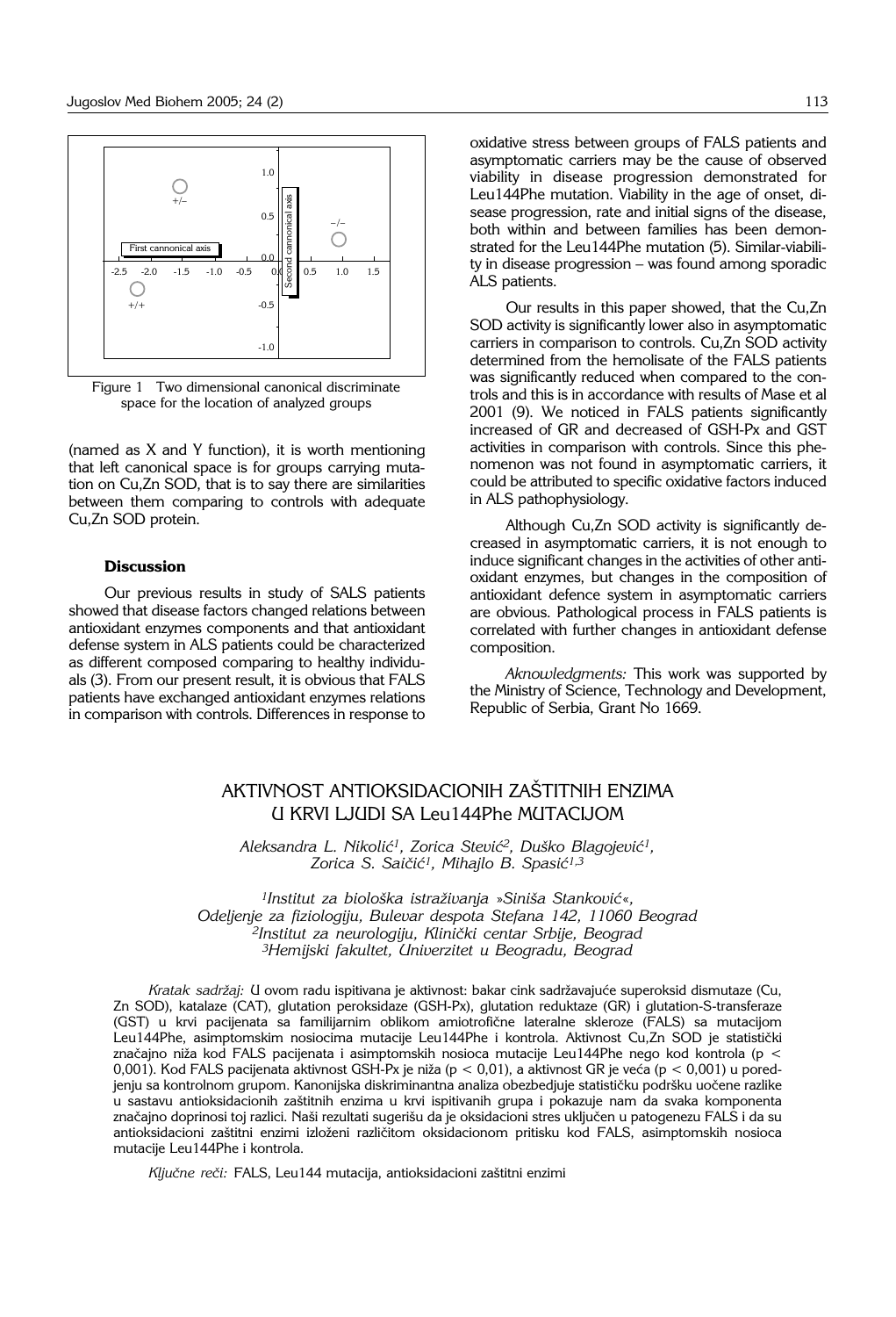Figure 1 Two dimensional canonical discriminate space for the location of analyzed groups

(named as X and Y function), it is worth mentioning that left canonical space is for groups carrying mutation on Cu,Zn SOD, that is to say there are similarities between them comparing to controls with adequate Cu,Zn SOD protein.

### Discussion

Our previous results in study of SALS patients showed that disease factors changed relations between antioxidant enzymes components and that antioxidant defense system in ALS patients could be characterized as different composed comparing to healthy individuals (3). From our present result, it is obvious that FALS patients have exchanged antioxidant enzymes relations in comparison with controls. Differences in response to oxidative stress between groups of FALS patients and asymptomatic carriers may be the cause of observed viability in disease progression demonstrated for Leu144Phe mutation. Viability in the age of onset, disease progression, rate and initial signs of the disease, both within and between families has been demonstrated for the Leu144Phe mutation (5). Similar-viability in disease progression – was found among sporadic ALS patients.

Our results in this paper showed, that the Cu,Zn SOD activity is significantly lower also in asymptomatic carriers in comparison to controls. Cu,Zn SOD activity determined from the hemolisate of the FALS patients was significantly reduced when compared to the controls and this is in accordance with results of Mase et al 2001 (9). We noticed in FALS patients significantly increased of GR and decreased of GSH-Px and GST activities in comparison with controls. Since this phenomenon was not found in asymptomatic carriers, it could be attributed to specific oxidative factors induced in ALS pathophysiology.

Although Cu,Zn SOD activity is significantly decreased in asymptomatic carriers, it is not enough to induce significant changes in the activities of other antioxidant enzymes, but changes in the composition of antioxidant defence system in asymptomatic carriers are obvious. Pathological process in FALS patients is correlated with further changes in antioxidant defense composition.

*Aknowledgments:* This work was supported by the Ministry of Science, Technology and Development, Republic of Serbia, Grant No 1669.

## AKTIVNOST ANTIOKSIDACIONIH ZAŠTITNIH ENZIMA U KRVI LJUDI SA Leu144Phe MUTACIJOM

*Aleksandra L. Nikolić[1], Zorica Stević[2], Duško Blagojević[1], Zorica S. Saičić[1], Mihajlo B. Spasić[1,3]*

*[1]Institut za biološka istraživanja »Siniša Stanković«, Odeljenje za fiziologiju, Bulevar despota Stefana 142, 11060 Beograd*
*[2]Institut za neurologiju, Klinički centar Srbije, Beograd*
*[3]Hemijski fakultet, Univerzitet u Beogradu, Beograd*

*Kratak sadržaj:* U ovom radu ispitivana je aktivnost: bakar cink sadržavajuće superoksid dismutaze (Cu, Zn SOD), katalaze (CAT), glutation peroksidaze (GSH-Px), glutation reduktaze (GR) i glutation-S-transferaze (GST) u krvi pacijenata sa familijarnim oblikom amiotrofične lateralne skleroze (FALS) sa mutacijom Leu144Phe, asimptomskim nosiocima mutacije Leu144Phe i kontrola. Aktivnost Cu,Zn SOD je statistički značajno niža kod FALS pacijenata i asimptomskih nosioca mutacije Leu144Phe nego kod kontrola ($p < 0,001$). Kod FALS pacijenata aktivnost GSH-Px je niža ($p < 0,01$), a aktivnost GR je veća ($p < 0,001$) u poređenju sa kontrolnom grupom. Kanonijska diskriminantna analiza obezbeđuje statističku podršku uočene razlike u sastavu antioksidacionih zaštitnih enzima u krvi ispitivanih grupa i pokazuje nam da svaka komponenta značajno doprinosi toj razlici. Naši rezultati sugerišu da je oksidacioni stres uključen u patogenezu FALS i da su antioksidacioni zaštitni enzimi izloženi različitom oksidacionom pritisku kod FALS, asimptomskih nosioca mutacije Leu144Phe i kontrola.

*Ključne reči:* FALS, Leu144 mutacija, antioksidacioni zaštitni enzimi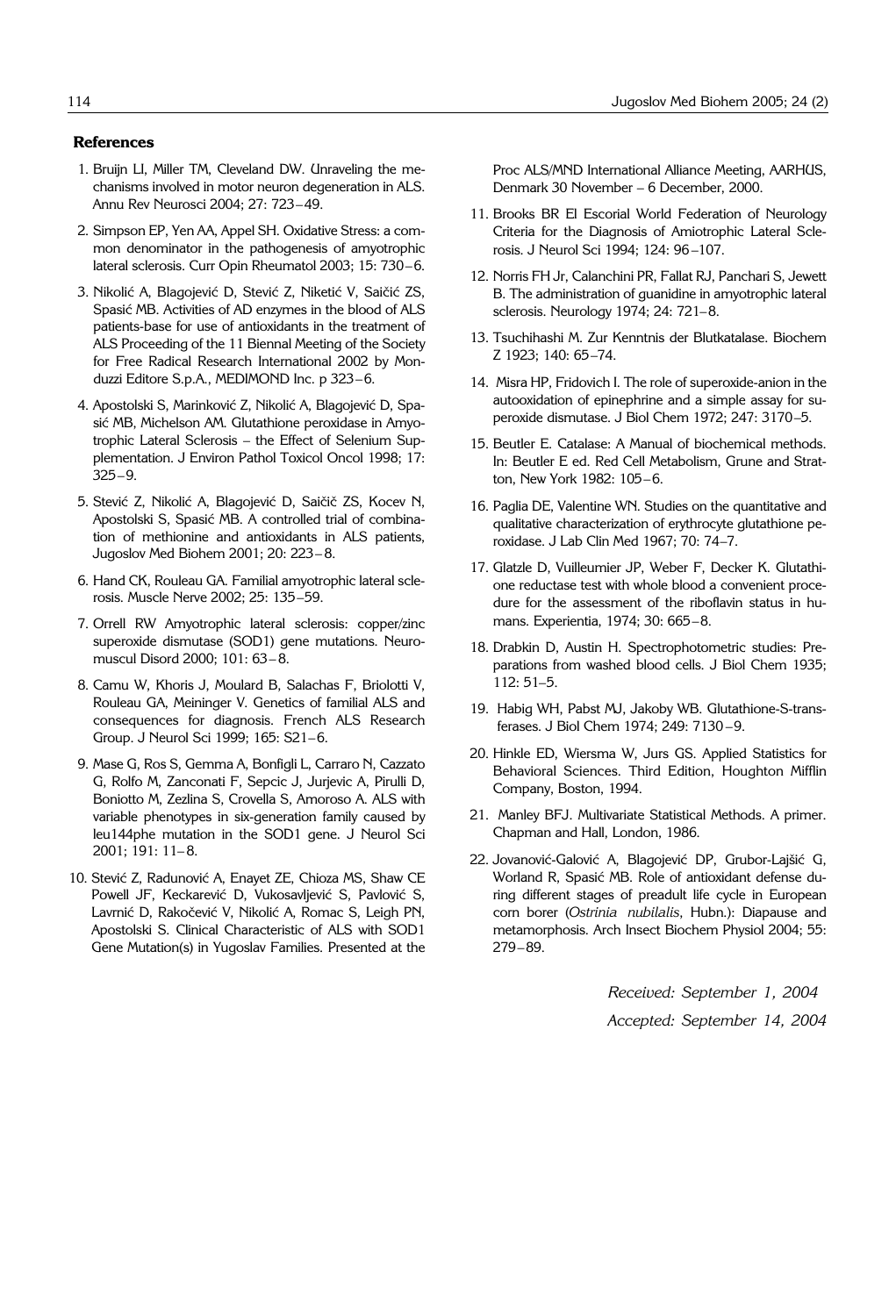## References

1. Bruijn LI, Miller TM, Cleveland DW. Unraveling the mechanisms involved in motor neuron degeneration in ALS. Annu Rev Neurosci 2004; 27: 723–49.
2. Simpson EP, Yen AA, Appel SH. Oxidative Stress: a common denominator in the pathogenesis of amyotrophic lateral sclerosis. Curr Opin Rheumatol 2003; 15: 730–6.
3. Nikolić A, Blagojević D, Stević Z, Niketić V, Saičić ZS, Spasić MB. Activities of AD enzymes in the blood of ALS patients-base for use of antioxidants in the treatment of ALS Proceeding of the 11 Biennal Meeting of the Society for Free Radical Research International 2002 by Monduzzi Editore S.p.A., MEDIMOND Inc. p 323–6.
4. Apostolski S, Marinković Z, Nikolić A, Blagojević D, Spasić MB, Michelson AM. Glutathione peroxidase in Amyotrophic Lateral Sclerosis – the Effect of Selenium Supplementation. J Environ Pathol Toxicol Oncol 1998; 17: 325–9.
5. Stević Z, Nikolić A, Blagojević D, Saičič ZS, Kocev N, Apostolski S, Spasić MB. A controlled trial of combination of methionine and antioxidants in ALS patients, Jugoslov Med Biohem 2001; 20: 223–8.
6. Hand CK, Rouleau GA. Familial amyotrophic lateral sclerosis. Muscle Nerve 2002; 25: 135–59.
7. Orrell RW Amyotrophic lateral sclerosis: copper/zinc superoxide dismutase (SOD1) gene mutations. Neuromuscul Disord 2000; 101: 63–8.
8. Camu W, Khoris J, Moulard B, Salachas F, Briolotti V, Rouleau GA, Meininger V. Genetics of familial ALS and consequences for diagnosis. French ALS Research Group. J Neurol Sci 1999; 165: S21–6.
9. Mase G, Ros S, Gemma A, Bonfigli L, Carraro N, Cazzato G, Rolfo M, Zanconati F, Sepcic J, Jurjevic A, Pirulli D, Boniotto M, Zezlina S, Crovella S, Amoroso A. ALS with variable phenotypes in six-generation family caused by leu144phe mutation in the SOD1 gene. J Neurol Sci 2001; 191: 11–8.
10. Stević Z, Radunović A, Enayet ZE, Chioza MS, Shaw CE Powell JF, Keckarević D, Vukosavljević S, Pavlović S, Lavrnić D, Rakočević V, Nikolić A, Romac S, Leigh PN, Apostolski S. Clinical Characteristic of ALS with SOD1 Gene Mutation(s) in Yugoslav Families. Presented at the Proc ALS/MND International Alliance Meeting, AARHUS, Denmark 30 November – 6 December, 2000.
11. Brooks BR El Escorial World Federation of Neurology Criteria for the Diagnosis of Amiotrophic Lateral Sclerosis. J Neurol Sci 1994; 124: 96–107.
12. Norris FH Jr, Calanchini PR, Fallat RJ, Panchari S, Jewett B. The administration of guanidine in amyotrophic lateral sclerosis. Neurology 1974; 24: 721–8.
13. Tsuchihashi M. Zur Kenntnis der Blutkatalase. Biochem Z 1923; 140: 65–74.
14. Misra HP, Fridovich I. The role of superoxide-anion in the autooxidation of epinephrine and a simple assay for superoxide dismutase. J Biol Chem 1972; 247: 3170–5.
15. Beutler E. Catalase: A Manual of biochemical methods. In: Beutler E ed. Red Cell Metabolism, Grune and Stratton, New York 1982: 105–6.
16. Paglia DE, Valentine WN. Studies on the quantitative and qualitative characterization of erythrocyte glutathione peroxidase. J Lab Clin Med 1967; 70: 74–7.
17. Glatzle D, Vuilleumier JP, Weber F, Decker K. Glutathione reductase test with whole blood a convenient procedure for the assessment of the riboflavin status in humans. Experientia, 1974; 30: 665–8.
18. Drabkin D, Austin H. Spectrophotometric studies: Preparations from washed blood cells. J Biol Chem 1935; 112: 51–5.
19. Habig WH, Pabst MJ, Jakoby WB. Glutathione-S-transferases. J Biol Chem 1974; 249: 7130–9.
20. Hinkle ED, Wiersma W, Jurs GS. Applied Statistics for Behavioral Sciences. Third Edition, Houghton Mifflin Company, Boston, 1994.
21. Manley BFJ. Multivariate Statistical Methods. A primer. Chapman and Hall, London, 1986.
22. Jovanović-Galović A, Blagojević DP, Grubor-Lajšić G, Worland R, Spasić MB. Role of antioxidant defense during different stages of preadult life cycle in European corn borer (*Ostrinia nubilalis*, Hubn.): Diapause and metamorphosis. Arch Insect Biochem Physiol 2004; 55: 279–89.

*Received: September 1, 2004*

*Accepted: September 14, 2004*